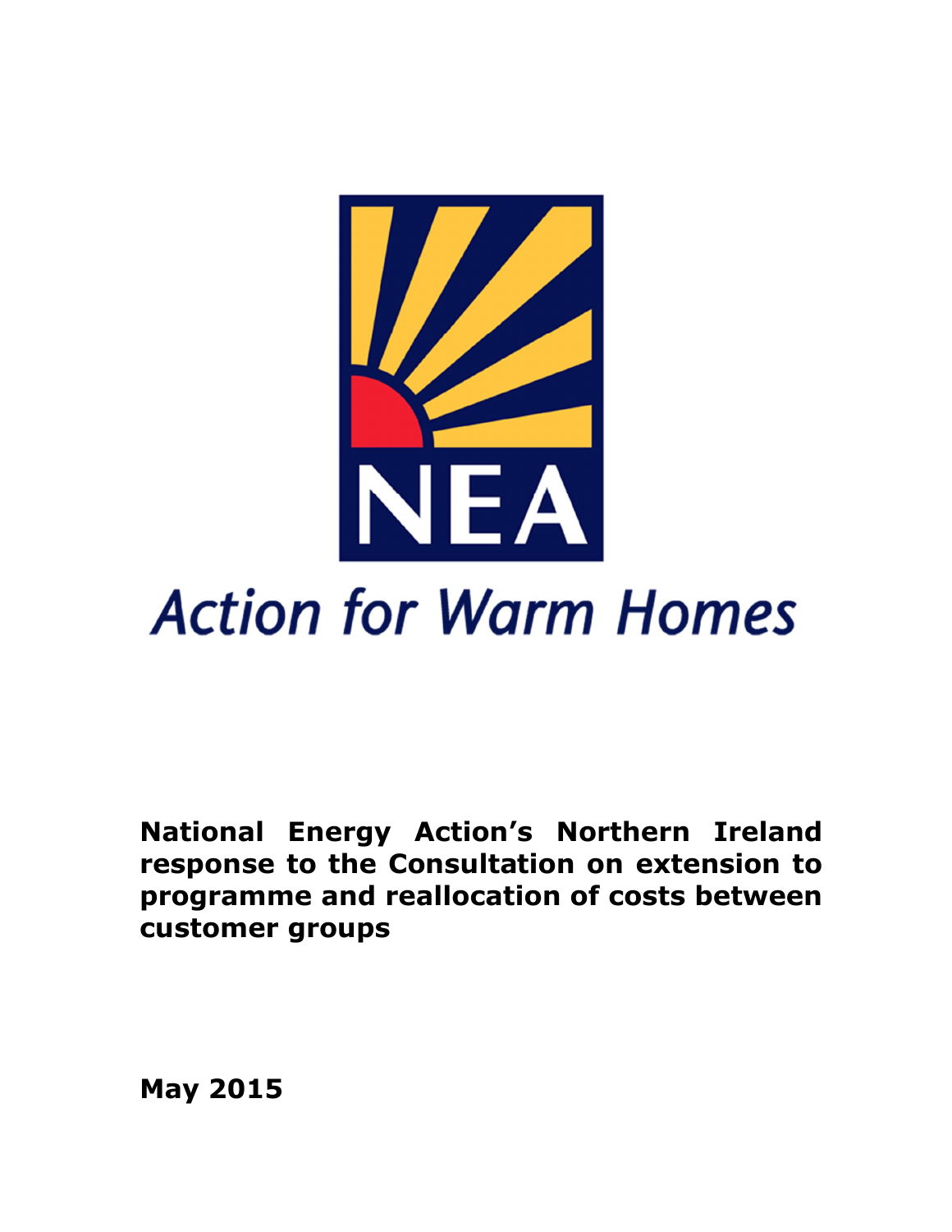NEA

Action for Warm Homes

**National Energy Action's Northern Ireland response to the Consultation on extension to programme and reallocation of costs between customer groups**

**May 2015**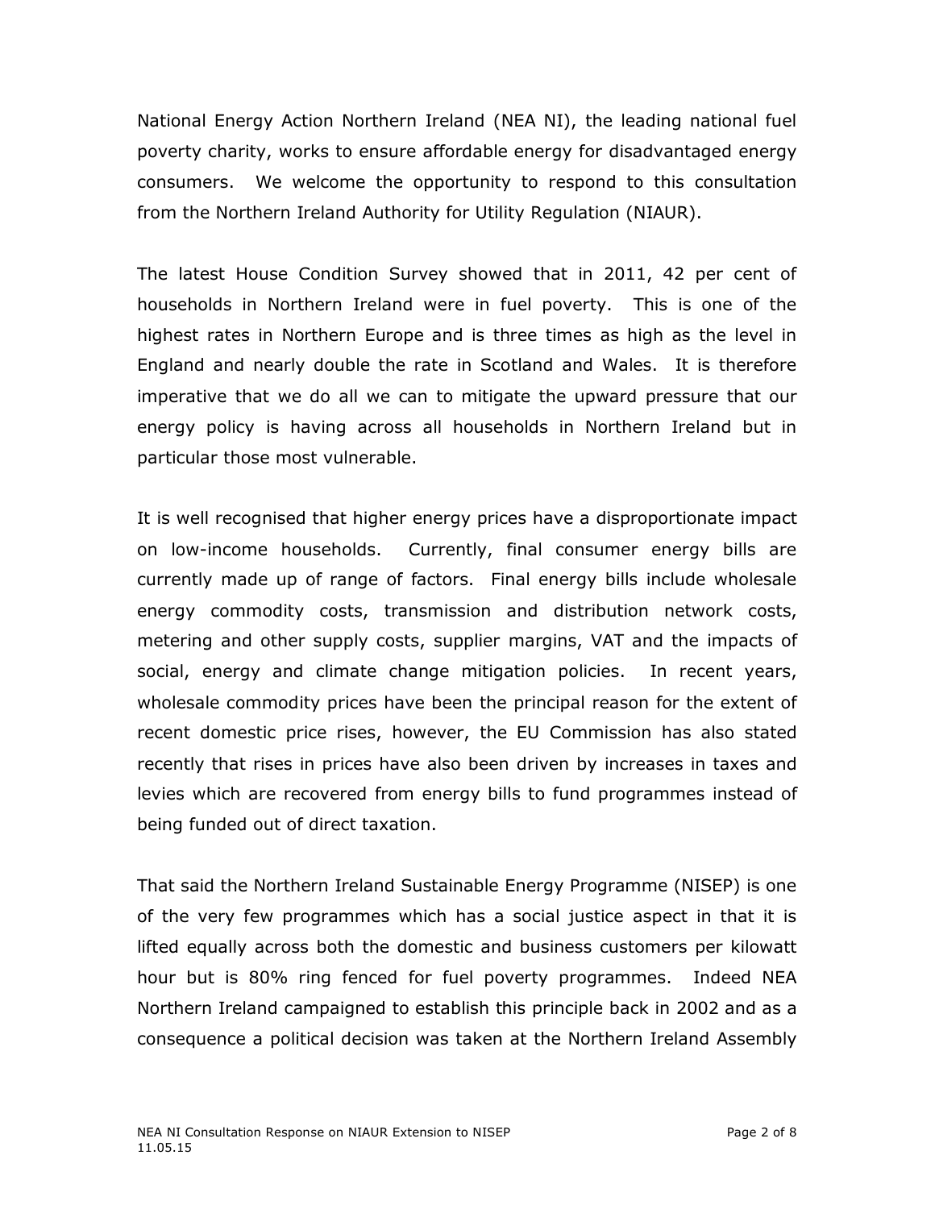National Energy Action Northern Ireland (NEA NI), the leading national fuel poverty charity, works to ensure affordable energy for disadvantaged energy consumers. We welcome the opportunity to respond to this consultation from the Northern Ireland Authority for Utility Regulation (NIAUR).

The latest House Condition Survey showed that in 2011, 42 per cent of households in Northern Ireland were in fuel poverty. This is one of the highest rates in Northern Europe and is three times as high as the level in England and nearly double the rate in Scotland and Wales. It is therefore imperative that we do all we can to mitigate the upward pressure that our energy policy is having across all households in Northern Ireland but in particular those most vulnerable.

It is well recognised that higher energy prices have a disproportionate impact on low-income households. Currently, final consumer energy bills are currently made up of range of factors. Final energy bills include wholesale energy commodity costs, transmission and distribution network costs, metering and other supply costs, supplier margins, VAT and the impacts of social, energy and climate change mitigation policies. In recent years, wholesale commodity prices have been the principal reason for the extent of recent domestic price rises, however, the EU Commission has also stated recently that rises in prices have also been driven by increases in taxes and levies which are recovered from energy bills to fund programmes instead of being funded out of direct taxation.

That said the Northern Ireland Sustainable Energy Programme (NISEP) is one of the very few programmes which has a social justice aspect in that it is lifted equally across both the domestic and business customers per kilowatt hour but is 80% ring fenced for fuel poverty programmes. Indeed NEA Northern Ireland campaigned to establish this principle back in 2002 and as a consequence a political decision was taken at the Northern Ireland Assembly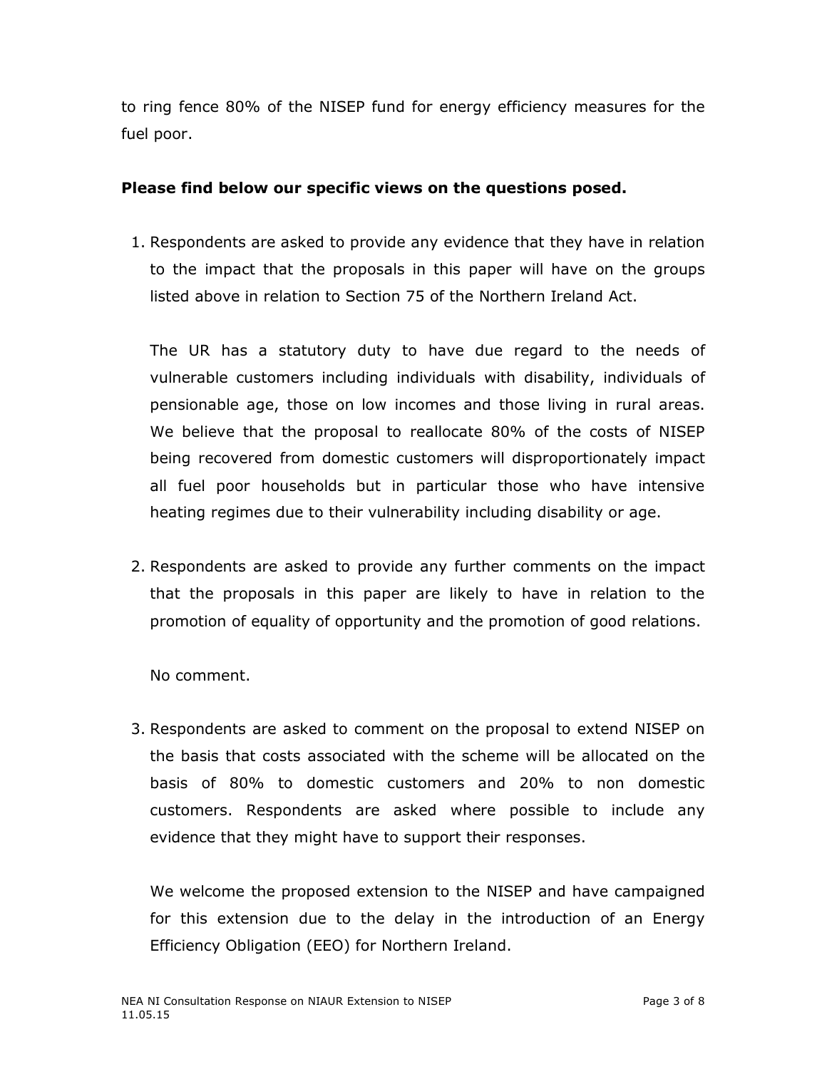to ring fence 80% of the NISEP fund for energy efficiency measures for the fuel poor.

**Please find below our specific views on the questions posed.**

1. Respondents are asked to provide any evidence that they have in relation to the impact that the proposals in this paper will have on the groups listed above in relation to Section 75 of the Northern Ireland Act.

   The UR has a statutory duty to have due regard to the needs of vulnerable customers including individuals with disability, individuals of pensionable age, those on low incomes and those living in rural areas. We believe that the proposal to reallocate 80% of the costs of NISEP being recovered from domestic customers will disproportionately impact all fuel poor households but in particular those who have intensive heating regimes due to their vulnerability including disability or age.

2. Respondents are asked to provide any further comments on the impact that the proposals in this paper are likely to have in relation to the promotion of equality of opportunity and the promotion of good relations.

   No comment.

3. Respondents are asked to comment on the proposal to extend NISEP on the basis that costs associated with the scheme will be allocated on the basis of 80% to domestic customers and 20% to non domestic customers. Respondents are asked where possible to include any evidence that they might have to support their responses.

   We welcome the proposed extension to the NISEP and have campaigned for this extension due to the delay in the introduction of an Energy Efficiency Obligation (EEO) for Northern Ireland.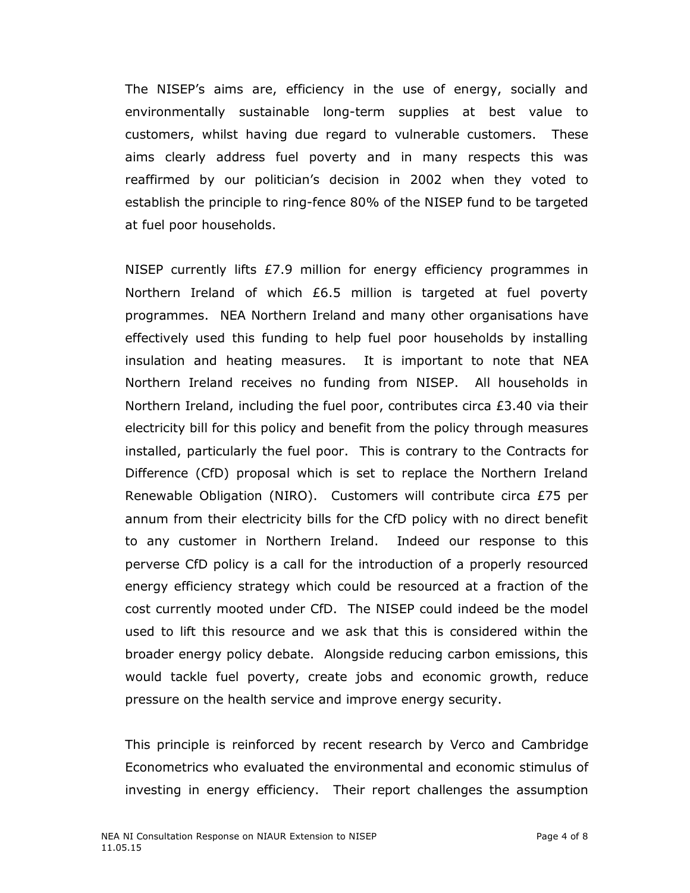The NISEP's aims are, efficiency in the use of energy, socially and environmentally sustainable long-term supplies at best value to customers, whilst having due regard to vulnerable customers. These aims clearly address fuel poverty and in many respects this was reaffirmed by our politician's decision in 2002 when they voted to establish the principle to ring-fence 80% of the NISEP fund to be targeted at fuel poor households.

NISEP currently lifts £7.9 million for energy efficiency programmes in Northern Ireland of which £6.5 million is targeted at fuel poverty programmes. NEA Northern Ireland and many other organisations have effectively used this funding to help fuel poor households by installing insulation and heating measures. It is important to note that NEA Northern Ireland receives no funding from NISEP. All households in Northern Ireland, including the fuel poor, contributes circa £3.40 via their electricity bill for this policy and benefit from the policy through measures installed, particularly the fuel poor. This is contrary to the Contracts for Difference (CfD) proposal which is set to replace the Northern Ireland Renewable Obligation (NIRO). Customers will contribute circa £75 per annum from their electricity bills for the CfD policy with no direct benefit to any customer in Northern Ireland. Indeed our response to this perverse CfD policy is a call for the introduction of a properly resourced energy efficiency strategy which could be resourced at a fraction of the cost currently mooted under CfD. The NISEP could indeed be the model used to lift this resource and we ask that this is considered within the broader energy policy debate. Alongside reducing carbon emissions, this would tackle fuel poverty, create jobs and economic growth, reduce pressure on the health service and improve energy security.

This principle is reinforced by recent research by Verco and Cambridge Econometrics who evaluated the environmental and economic stimulus of investing in energy efficiency. Their report challenges the assumption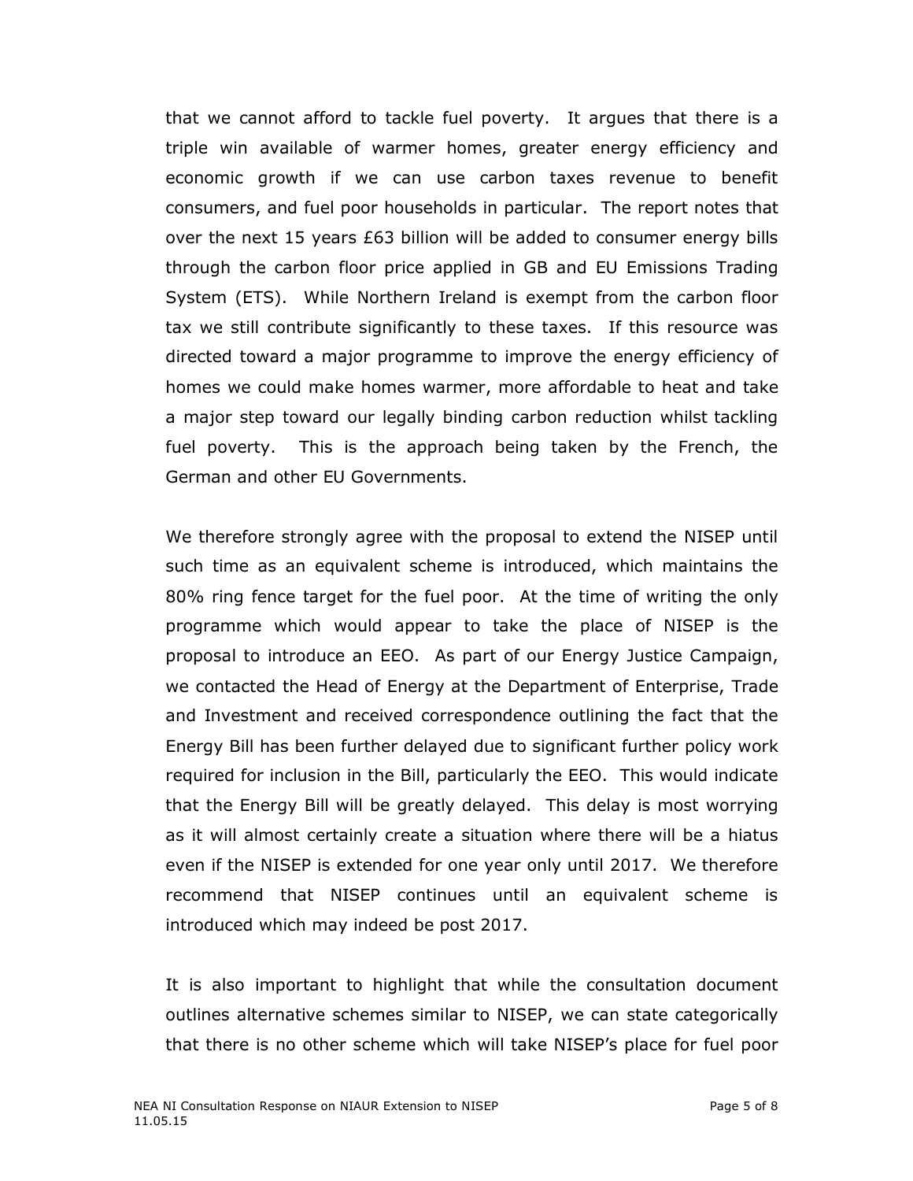that we cannot afford to tackle fuel poverty. It argues that there is a triple win available of warmer homes, greater energy efficiency and economic growth if we can use carbon taxes revenue to benefit consumers, and fuel poor households in particular. The report notes that over the next 15 years £63 billion will be added to consumer energy bills through the carbon floor price applied in GB and EU Emissions Trading System (ETS). While Northern Ireland is exempt from the carbon floor tax we still contribute significantly to these taxes. If this resource was directed toward a major programme to improve the energy efficiency of homes we could make homes warmer, more affordable to heat and take a major step toward our legally binding carbon reduction whilst tackling fuel poverty. This is the approach being taken by the French, the German and other EU Governments.

We therefore strongly agree with the proposal to extend the NISEP until such time as an equivalent scheme is introduced, which maintains the 80% ring fence target for the fuel poor. At the time of writing the only programme which would appear to take the place of NISEP is the proposal to introduce an EEO. As part of our Energy Justice Campaign, we contacted the Head of Energy at the Department of Enterprise, Trade and Investment and received correspondence outlining the fact that the Energy Bill has been further delayed due to significant further policy work required for inclusion in the Bill, particularly the EEO. This would indicate that the Energy Bill will be greatly delayed. This delay is most worrying as it will almost certainly create a situation where there will be a hiatus even if the NISEP is extended for one year only until 2017. We therefore recommend that NISEP continues until an equivalent scheme is introduced which may indeed be post 2017.

It is also important to highlight that while the consultation document outlines alternative schemes similar to NISEP, we can state categorically that there is no other scheme which will take NISEP's place for fuel poor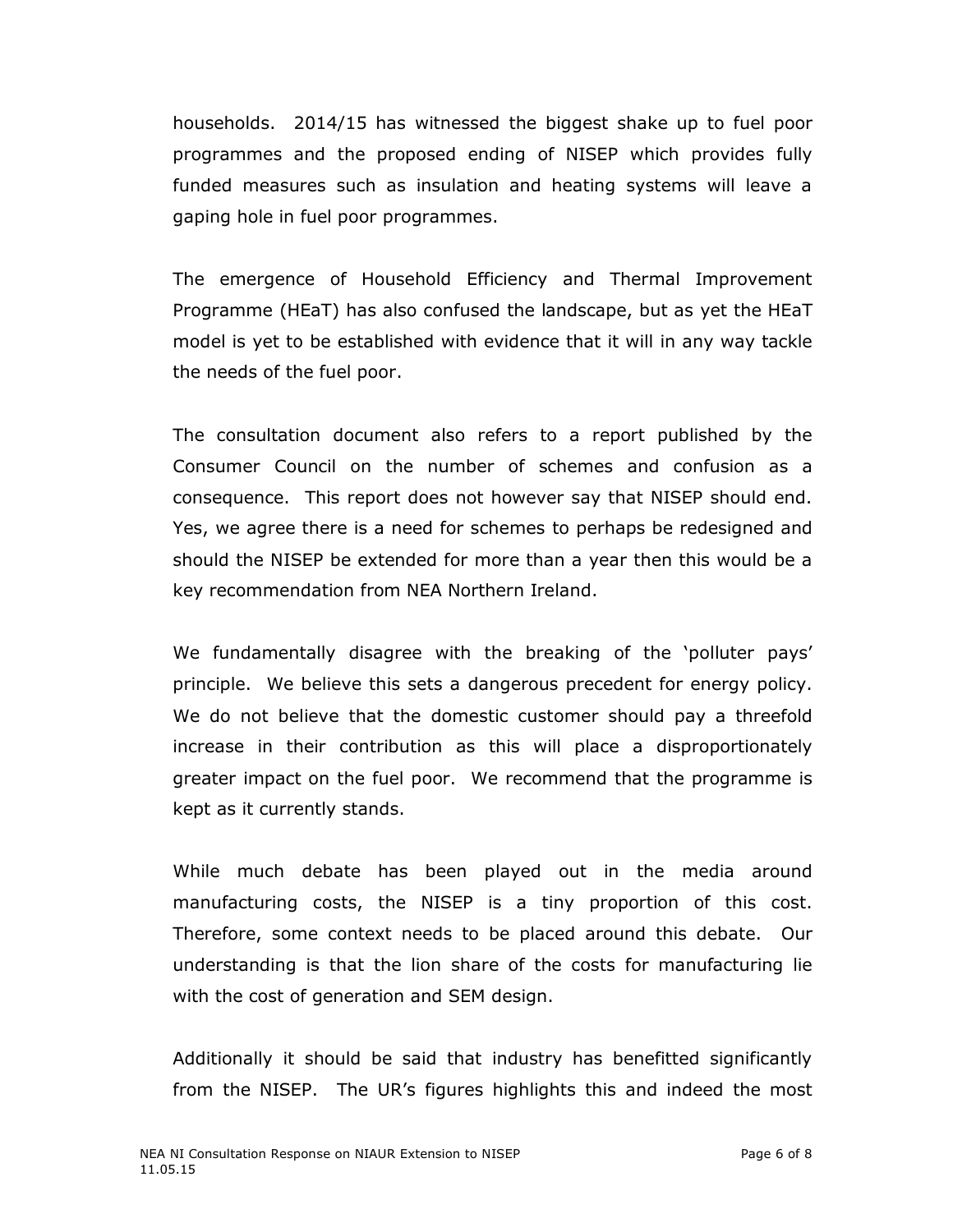households. 2014/15 has witnessed the biggest shake up to fuel poor programmes and the proposed ending of NISEP which provides fully funded measures such as insulation and heating systems will leave a gaping hole in fuel poor programmes.

The emergence of Household Efficiency and Thermal Improvement Programme (HEaT) has also confused the landscape, but as yet the HEaT model is yet to be established with evidence that it will in any way tackle the needs of the fuel poor.

The consultation document also refers to a report published by the Consumer Council on the number of schemes and confusion as a consequence. This report does not however say that NISEP should end. Yes, we agree there is a need for schemes to perhaps be redesigned and should the NISEP be extended for more than a year then this would be a key recommendation from NEA Northern Ireland.

We fundamentally disagree with the breaking of the 'polluter pays' principle. We believe this sets a dangerous precedent for energy policy. We do not believe that the domestic customer should pay a threefold increase in their contribution as this will place a disproportionately greater impact on the fuel poor. We recommend that the programme is kept as it currently stands.

While much debate has been played out in the media around manufacturing costs, the NISEP is a tiny proportion of this cost. Therefore, some context needs to be placed around this debate. Our understanding is that the lion share of the costs for manufacturing lie with the cost of generation and SEM design.

Additionally it should be said that industry has benefitted significantly from the NISEP. The UR's figures highlights this and indeed the most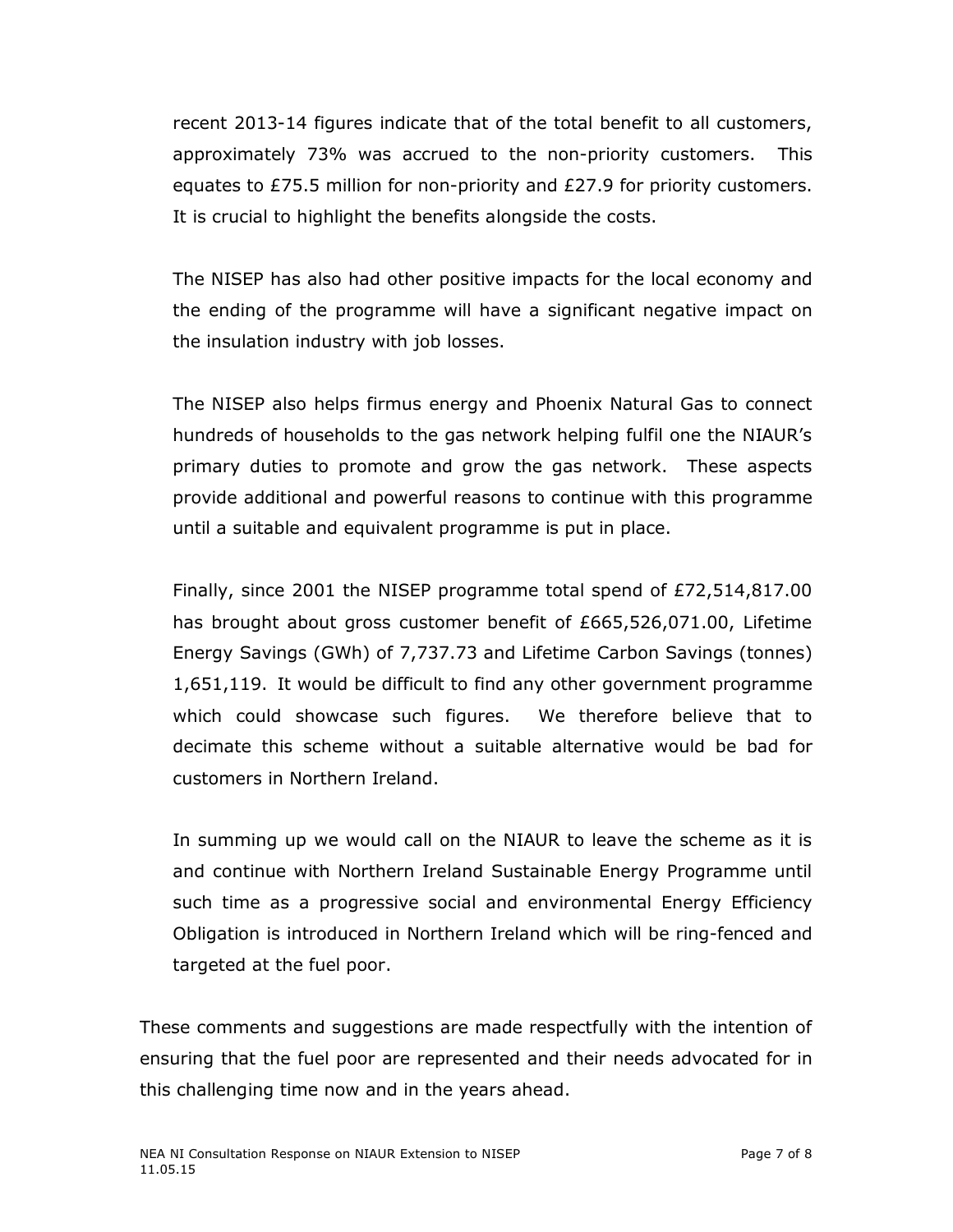recent 2013-14 figures indicate that of the total benefit to all customers, approximately 73% was accrued to the non-priority customers. This equates to £75.5 million for non-priority and £27.9 for priority customers. It is crucial to highlight the benefits alongside the costs.

The NISEP has also had other positive impacts for the local economy and the ending of the programme will have a significant negative impact on the insulation industry with job losses.

The NISEP also helps firmus energy and Phoenix Natural Gas to connect hundreds of households to the gas network helping fulfil one the NIAUR's primary duties to promote and grow the gas network. These aspects provide additional and powerful reasons to continue with this programme until a suitable and equivalent programme is put in place.

Finally, since 2001 the NISEP programme total spend of £72,514,817.00 has brought about gross customer benefit of £665,526,071.00, Lifetime Energy Savings (GWh) of 7,737.73 and Lifetime Carbon Savings (tonnes) 1,651,119. It would be difficult to find any other government programme which could showcase such figures. We therefore believe that to decimate this scheme without a suitable alternative would be bad for customers in Northern Ireland.

In summing up we would call on the NIAUR to leave the scheme as it is and continue with Northern Ireland Sustainable Energy Programme until such time as a progressive social and environmental Energy Efficiency Obligation is introduced in Northern Ireland which will be ring-fenced and targeted at the fuel poor.

These comments and suggestions are made respectfully with the intention of ensuring that the fuel poor are represented and their needs advocated for in this challenging time now and in the years ahead.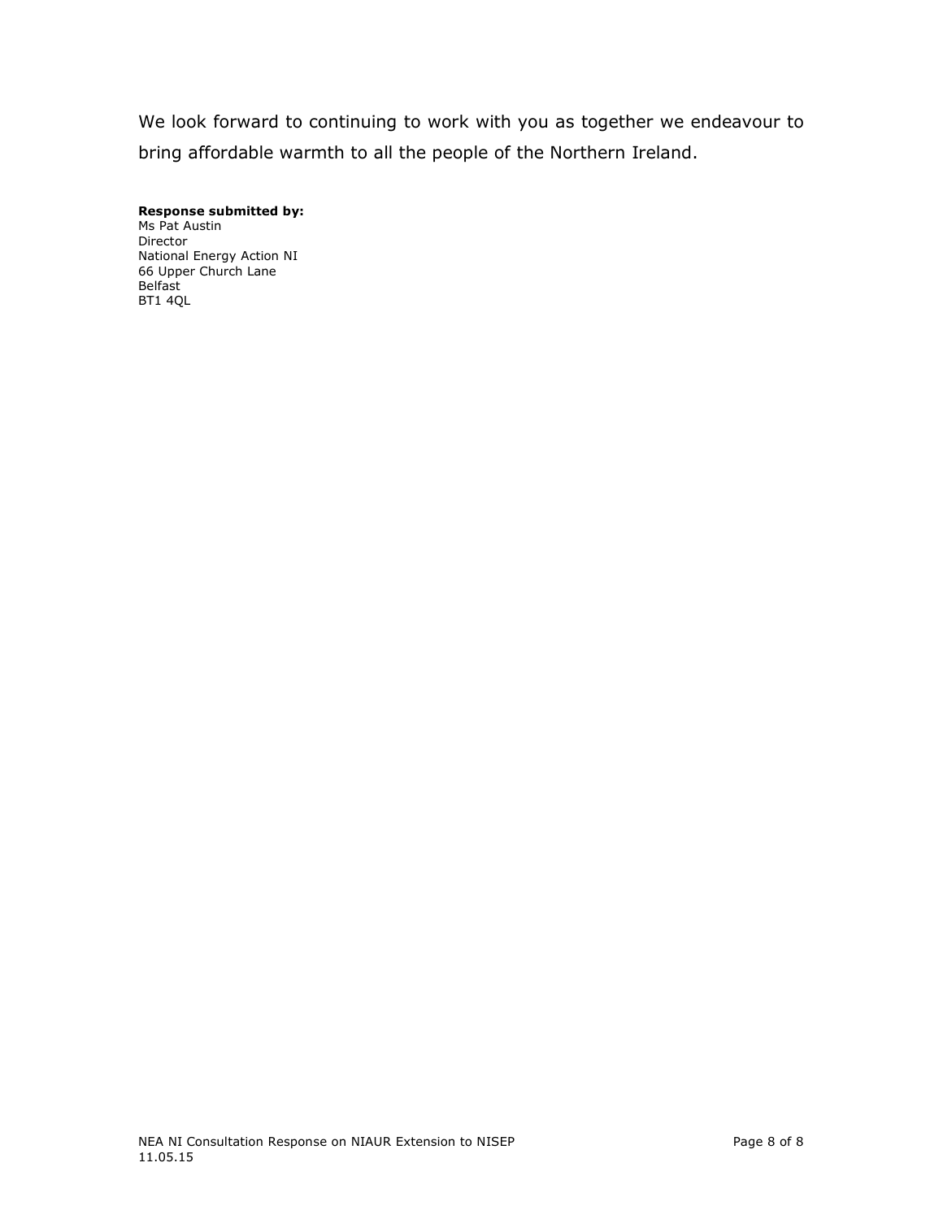We look forward to continuing to work with you as together we endeavour to bring affordable warmth to all the people of the Northern Ireland.

**Response submitted by:**
Ms Pat Austin
Director
National Energy Action NI
66 Upper Church Lane
Belfast
BT1 4QL